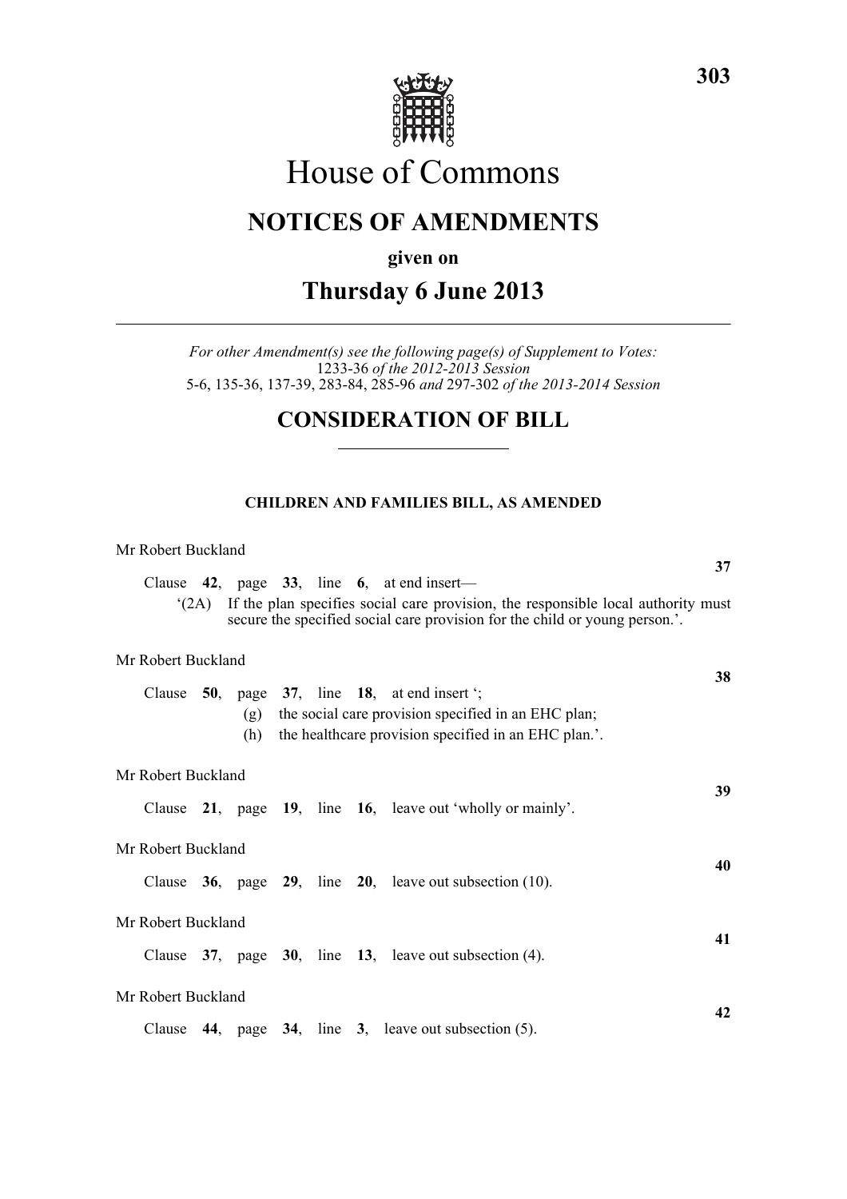# House of Commons

## NOTICES OF AMENDMENTS

**given on**

## Thursday 6 June 2013

*For other Amendment(s) see the following page(s) of Supplement to Votes:*
1233-36 *of the 2012-2013 Session*
5-6, 135-36, 137-39, 283-84, 285-96 *and* 297-302 *of the 2013-2014 Session*

## CONSIDERATION OF BILL

### CHILDREN AND FAMILIES BILL, AS AMENDED

Mr Robert Buckland

**37**

Clause **42**, page **33**, line **6**, at end insert—

'(2A) If the plan specifies social care provision, the responsible local authority must secure the specified social care provision for the child or young person.'.

Mr Robert Buckland

**38**

Clause **50**, page **37**, line **18**, at end insert ';

(g) the social care provision specified in an EHC plan;

(h) the healthcare provision specified in an EHC plan.'.

Mr Robert Buckland

**39**

Clause **21**, page **19**, line **16**, leave out 'wholly or mainly'.

Mr Robert Buckland

**40**

Clause **36**, page **29**, line **20**, leave out subsection (10).

Mr Robert Buckland

**41**

Clause **37**, page **30**, line **13**, leave out subsection (4).

Mr Robert Buckland

**42**

Clause **44**, page **34**, line **3**, leave out subsection (5).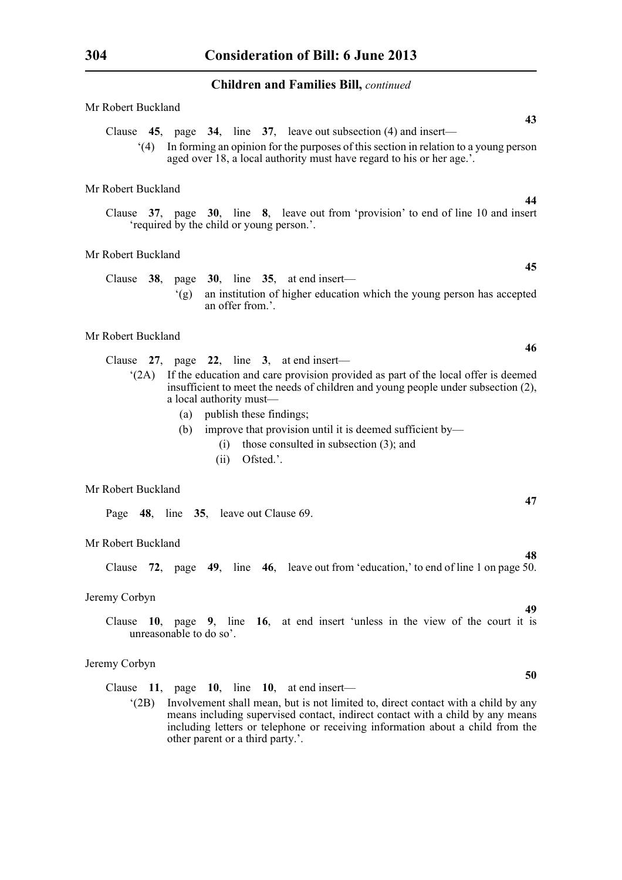**Children and Families Bill,** *continued*

Mr Robert Buckland

**43**

Clause **45**, page **34**, line **37**, leave out subsection (4) and insert—

'(4) In forming an opinion for the purposes of this section in relation to a young person aged over 18, a local authority must have regard to his or her age.'.

Mr Robert Buckland

**44**

Clause **37**, page **30**, line **8**, leave out from 'provision' to end of line 10 and insert 'required by the child or young person.'.

Mr Robert Buckland

**45**

Clause **38**, page **30**, line **35**, at end insert—

'(g) an institution of higher education which the young person has accepted an offer from.'.

Mr Robert Buckland

**46**

Clause **27**, page **22**, line **3**, at end insert—

'(2A) If the education and care provision provided as part of the local offer is deemed insufficient to meet the needs of children and young people under subsection (2), a local authority must—

(a) publish these findings;

(b) improve that provision until it is deemed sufficient by—

(i) those consulted in subsection (3); and

(ii) Ofsted.'.

Mr Robert Buckland

**47**

Page **48**, line **35**, leave out Clause 69.

Mr Robert Buckland

**48**

Clause **72**, page **49**, line **46**, leave out from 'education,' to end of line 1 on page 50.

Jeremy Corbyn

**49**

Clause **10**, page **9**, line **16**, at end insert 'unless in the view of the court it is unreasonable to do so'.

Jeremy Corbyn

**50**

Clause **11**, page **10**, line **10**, at end insert—

'(2B) Involvement shall mean, but is not limited to, direct contact with a child by any means including supervised contact, indirect contact with a child by any means including letters or telephone or receiving information about a child from the other parent or a third party.'.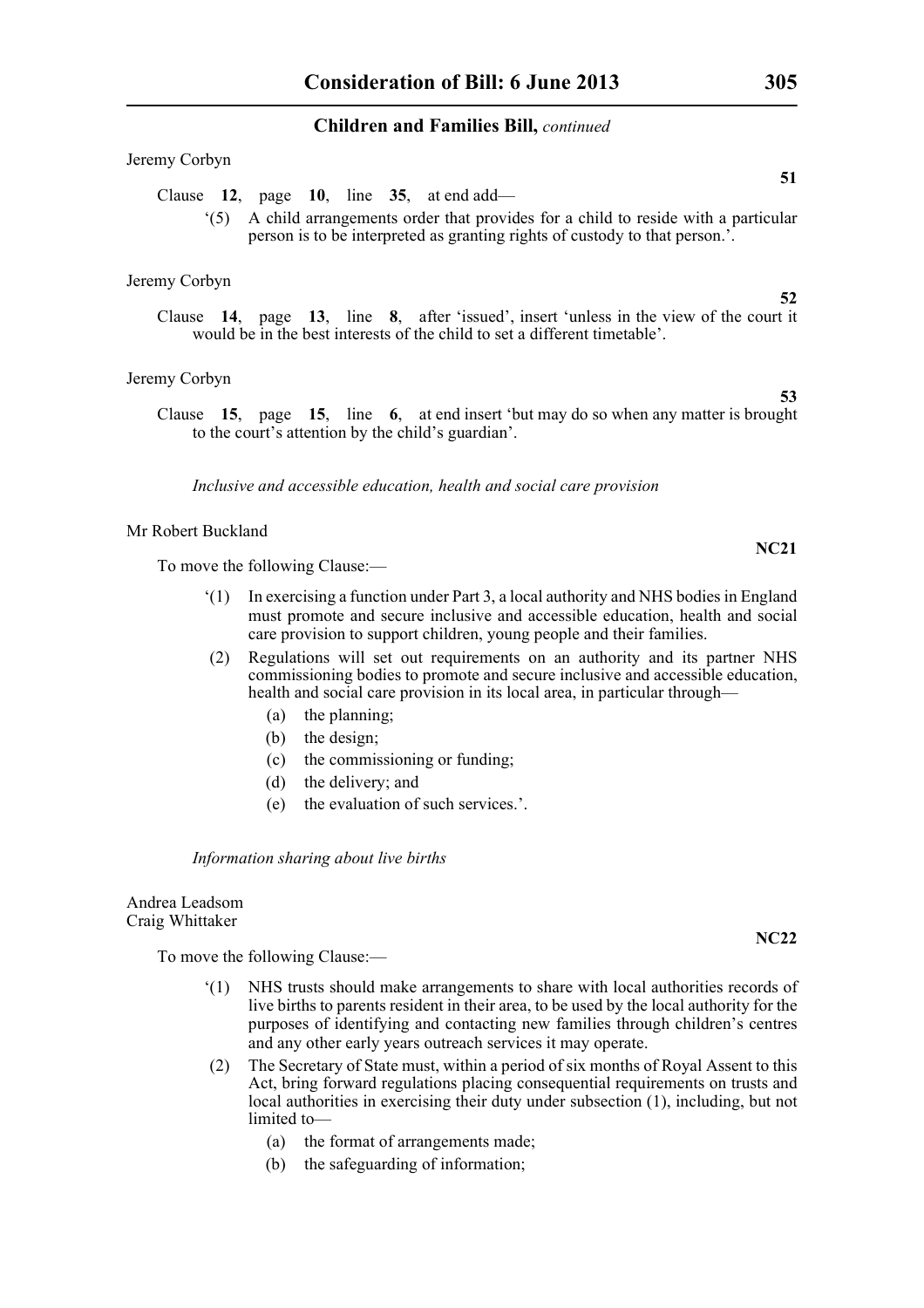Jeremy Corbyn

**51**

Clause **12**, page **10**, line **35**, at end add—

'(5) A child arrangements order that provides for a child to reside with a particular person is to be interpreted as granting rights of custody to that person.'.

Jeremy Corbyn

**52**

Clause **14**, page **13**, line **8**, after 'issued', insert 'unless in the view of the court it would be in the best interests of the child to set a different timetable'.

Jeremy Corbyn

**53**

Clause **15**, page **15**, line **6**, at end insert 'but may do so when any matter is brought to the court's attention by the child's guardian'.

*Inclusive and accessible education, health and social care provision*

Mr Robert Buckland

**NC21**

To move the following Clause:—

'(1) In exercising a function under Part 3, a local authority and NHS bodies in England must promote and secure inclusive and accessible education, health and social care provision to support children, young people and their families.

(2) Regulations will set out requirements on an authority and its partner NHS commissioning bodies to promote and secure inclusive and accessible education, health and social care provision in its local area, in particular through—

(a) the planning;

(b) the design;

(c) the commissioning or funding;

(d) the delivery; and

(e) the evaluation of such services.'.

*Information sharing about live births*

Andrea Leadsom
Craig Whittaker

**NC22**

To move the following Clause:—

'(1) NHS trusts should make arrangements to share with local authorities records of live births to parents resident in their area, to be used by the local authority for the purposes of identifying and contacting new families through children's centres and any other early years outreach services it may operate.

(2) The Secretary of State must, within a period of six months of Royal Assent to this Act, bring forward regulations placing consequential requirements on trusts and local authorities in exercising their duty under subsection (1), including, but not limited to—

(a) the format of arrangements made;

(b) the safeguarding of information;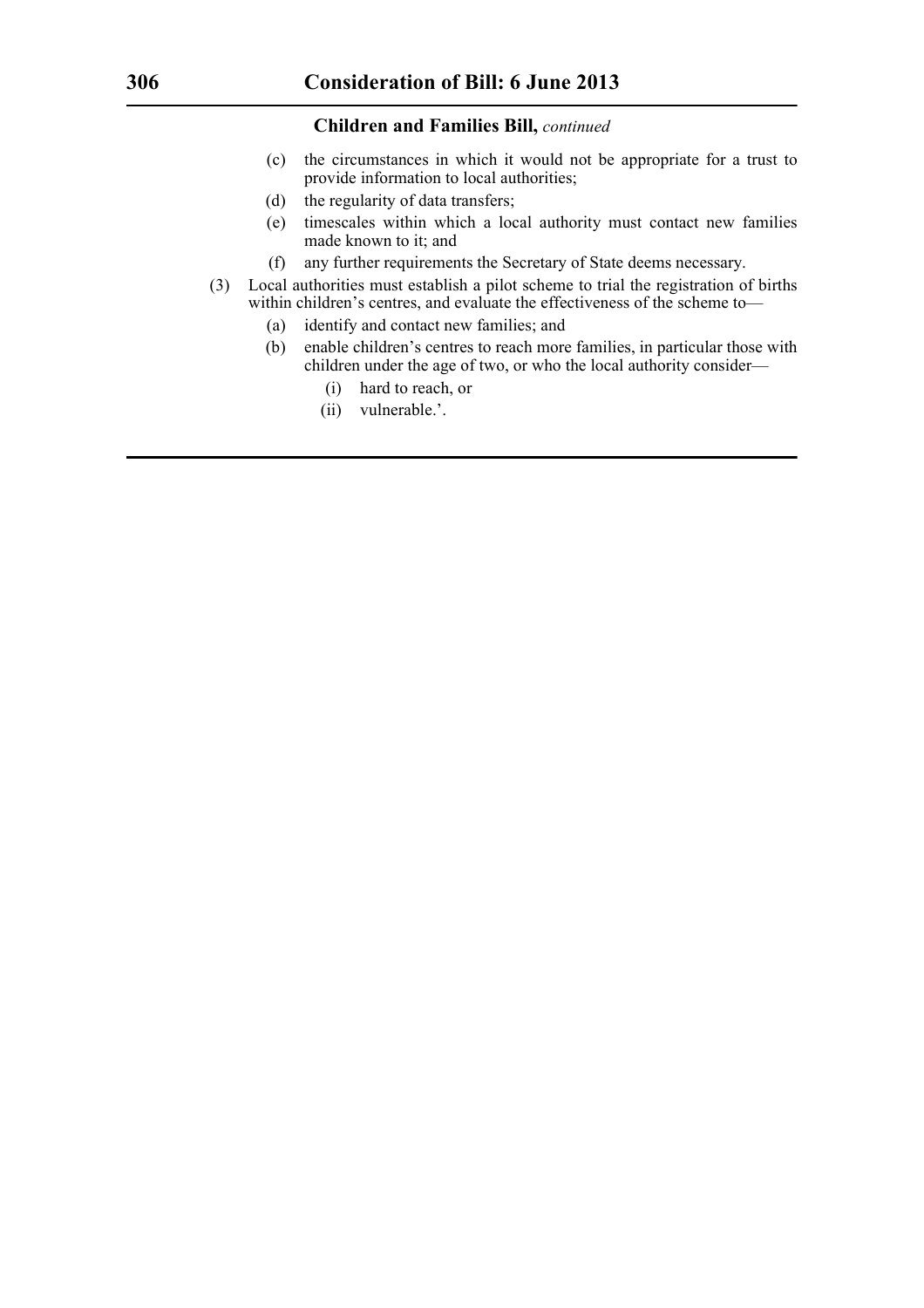**Children and Families Bill,** *continued*

(c) the circumstances in which it would not be appropriate for a trust to provide information to local authorities;

(d) the regularity of data transfers;

(e) timescales within which a local authority must contact new families made known to it; and

(f) any further requirements the Secretary of State deems necessary.

(3) Local authorities must establish a pilot scheme to trial the registration of births within children's centres, and evaluate the effectiveness of the scheme to—

(a) identify and contact new families; and

(b) enable children's centres to reach more families, in particular those with children under the age of two, or who the local authority consider—

(i) hard to reach, or

(ii) vulnerable.'.